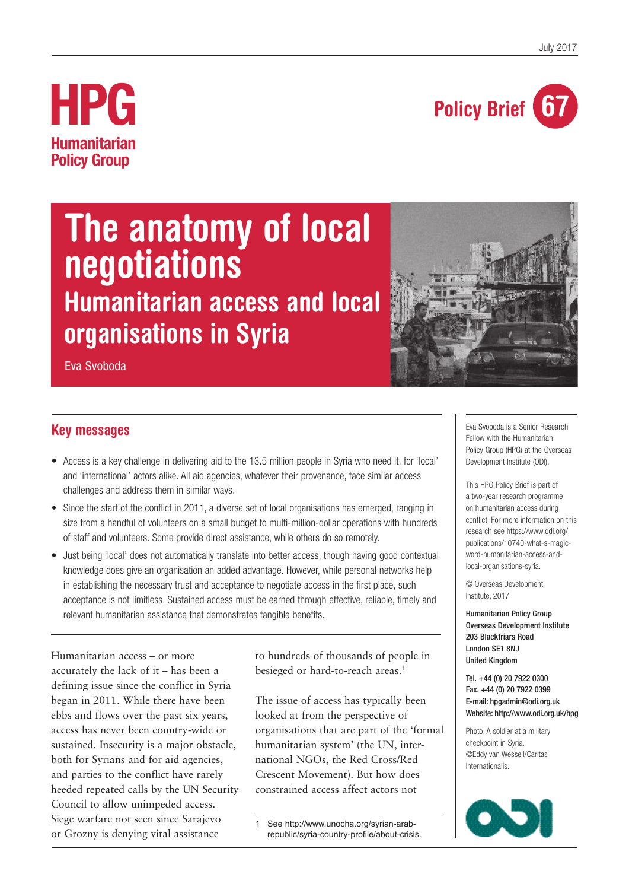July 2017

# HPG Humanitarian Policy Group

Policy Brief 67

# The anatomy of local negotiations

## Humanitarian access and local organisations in Syria

Eva Svoboda

### Key messages

- Access is a key challenge in delivering aid to the 13.5 million people in Syria who need it, for 'local' and 'international' actors alike. All aid agencies, whatever their provenance, face similar access challenges and address them in similar ways.
- Since the start of the conflict in 2011, a diverse set of local organisations has emerged, ranging in size from a handful of volunteers on a small budget to multi-million-dollar operations with hundreds of staff and volunteers. Some provide direct assistance, while others do so remotely.
- Just being 'local' does not automatically translate into better access, though having good contextual knowledge does give an organisation an added advantage. However, while personal networks help in establishing the necessary trust and acceptance to negotiate access in the first place, such acceptance is not limitless. Sustained access must be earned through effective, reliable, timely and relevant humanitarian assistance that demonstrates tangible benefits.

Humanitarian access – or more accurately the lack of it – has been a defining issue since the conflict in Syria began in 2011. While there have been ebbs and flows over the past six years, access has never been country-wide or sustained. Insecurity is a major obstacle, both for Syrians and for aid agencies, and parties to the conflict have rarely heeded repeated calls by the UN Security Council to allow unimpeded access. Siege warfare not seen since Sarajevo or Grozny is denying vital assistance to hundreds of thousands of people in besieged or hard-to-reach areas.[1]

The issue of access has typically been looked at from the perspective of organisations that are part of the 'formal humanitarian system' (the UN, international NGOs, the Red Cross/Red Crescent Movement). But how does constrained access affect actors not

1 See http://www.unocha.org/syrian-arab-republic/syria-country-profile/about-crisis.

Eva Svoboda is a Senior Research Fellow with the Humanitarian Policy Group (HPG) at the Overseas Development Institute (ODI).

This HPG Policy Brief is part of a two-year research programme on humanitarian access during conflict. For more information on this research see https://www.odi.org/publications/10740-what-s-magic-word-humanitarian-access-and-local-organisations-syria.

© Overseas Development Institute, 2017

**Humanitarian Policy Group**
**Overseas Development Institute**
**203 Blackfriars Road**
**London SE1 8NJ**
**United Kingdom**

**Tel. +44 (0) 20 7922 0300**
**Fax. +44 (0) 20 7922 0399**
**E-mail: hpgadmin@odi.org.uk**
**Website: http://www.odi.org.uk/hpg**

Photo: A soldier at a military checkpoint in Syria. ©Eddy van Wessell/Caritas Internationalis.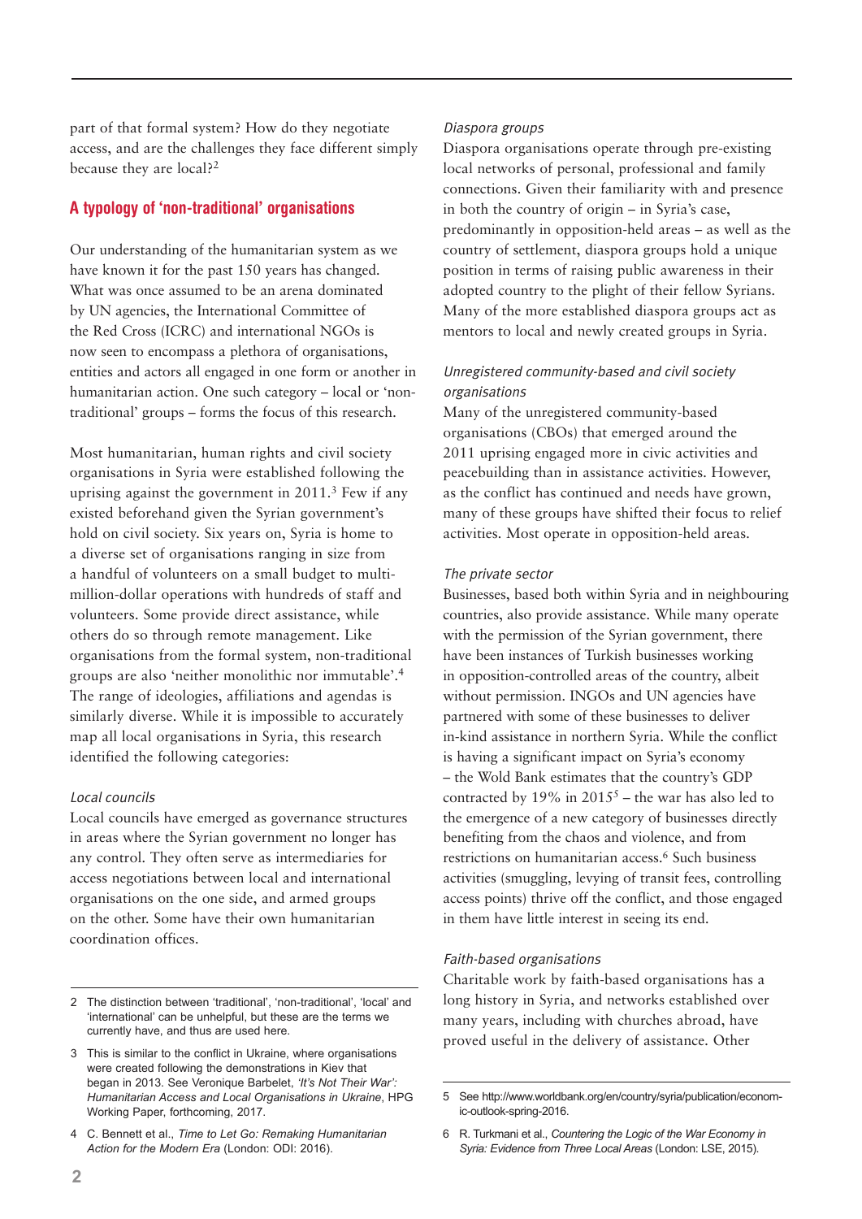part of that formal system? How do they negotiate access, and are the challenges they face different simply because they are local?[2]

## A typology of 'non-traditional' organisations

Our understanding of the humanitarian system as we have known it for the past 150 years has changed. What was once assumed to be an arena dominated by UN agencies, the International Committee of the Red Cross (ICRC) and international NGOs is now seen to encompass a plethora of organisations, entities and actors all engaged in one form or another in humanitarian action. One such category – local or 'non-traditional' groups – forms the focus of this research.

Most humanitarian, human rights and civil society organisations in Syria were established following the uprising against the government in 2011.[3] Few if any existed beforehand given the Syrian government's hold on civil society. Six years on, Syria is home to a diverse set of organisations ranging in size from a handful of volunteers on a small budget to multi-million-dollar operations with hundreds of staff and volunteers. Some provide direct assistance, while others do so through remote management. Like organisations from the formal system, non-traditional groups are also 'neither monolithic nor immutable'.[4] The range of ideologies, affiliations and agendas is similarly diverse. While it is impossible to accurately map all local organisations in Syria, this research identified the following categories:

### *Local councils*

Local councils have emerged as governance structures in areas where the Syrian government no longer has any control. They often serve as intermediaries for access negotiations between local and international organisations on the one side, and armed groups on the other. Some have their own humanitarian coordination offices.

### *Diaspora groups*

Diaspora organisations operate through pre-existing local networks of personal, professional and family connections. Given their familiarity with and presence in both the country of origin – in Syria's case, predominantly in opposition-held areas – as well as the country of settlement, diaspora groups hold a unique position in terms of raising public awareness in their adopted country to the plight of their fellow Syrians. Many of the more established diaspora groups act as mentors to local and newly created groups in Syria.

### *Unregistered community-based and civil society organisations*

Many of the unregistered community-based organisations (CBOs) that emerged around the 2011 uprising engaged more in civic activities and peacebuilding than in assistance activities. However, as the conflict has continued and needs have grown, many of these groups have shifted their focus to relief activities. Most operate in opposition-held areas.

### *The private sector*

Businesses, based both within Syria and in neighbouring countries, also provide assistance. While many operate with the permission of the Syrian government, there have been instances of Turkish businesses working in opposition-controlled areas of the country, albeit without permission. INGOs and UN agencies have partnered with some of these businesses to deliver in-kind assistance in northern Syria. While the conflict is having a significant impact on Syria's economy – the Wold Bank estimates that the country's GDP contracted by 19% in 2015[5] – the war has also led to the emergence of a new category of businesses directly benefiting from the chaos and violence, and from restrictions on humanitarian access.[6] Such business activities (smuggling, levying of transit fees, controlling access points) thrive off the conflict, and those engaged in them have little interest in seeing its end.

### *Faith-based organisations*

Charitable work by faith-based organisations has a long history in Syria, and networks established over many years, including with churches abroad, have proved useful in the delivery of assistance. Other

---

2 The distinction between 'traditional', 'non-traditional', 'local' and 'international' can be unhelpful, but these are the terms we currently have, and thus are used here.

3 This is similar to the conflict in Ukraine, where organisations were created following the demonstrations in Kiev that began in 2013. See Veronique Barbelet, *'It's Not Their War': Humanitarian Access and Local Organisations in Ukraine*, HPG Working Paper, forthcoming, 2017.

4 C. Bennett et al., *Time to Let Go: Remaking Humanitarian Action for the Modern Era* (London: ODI: 2016).

5 See http://www.worldbank.org/en/country/syria/publication/economic-outlook-spring-2016.

6 R. Turkmani et al., *Countering the Logic of the War Economy in Syria: Evidence from Three Local Areas* (London: LSE, 2015).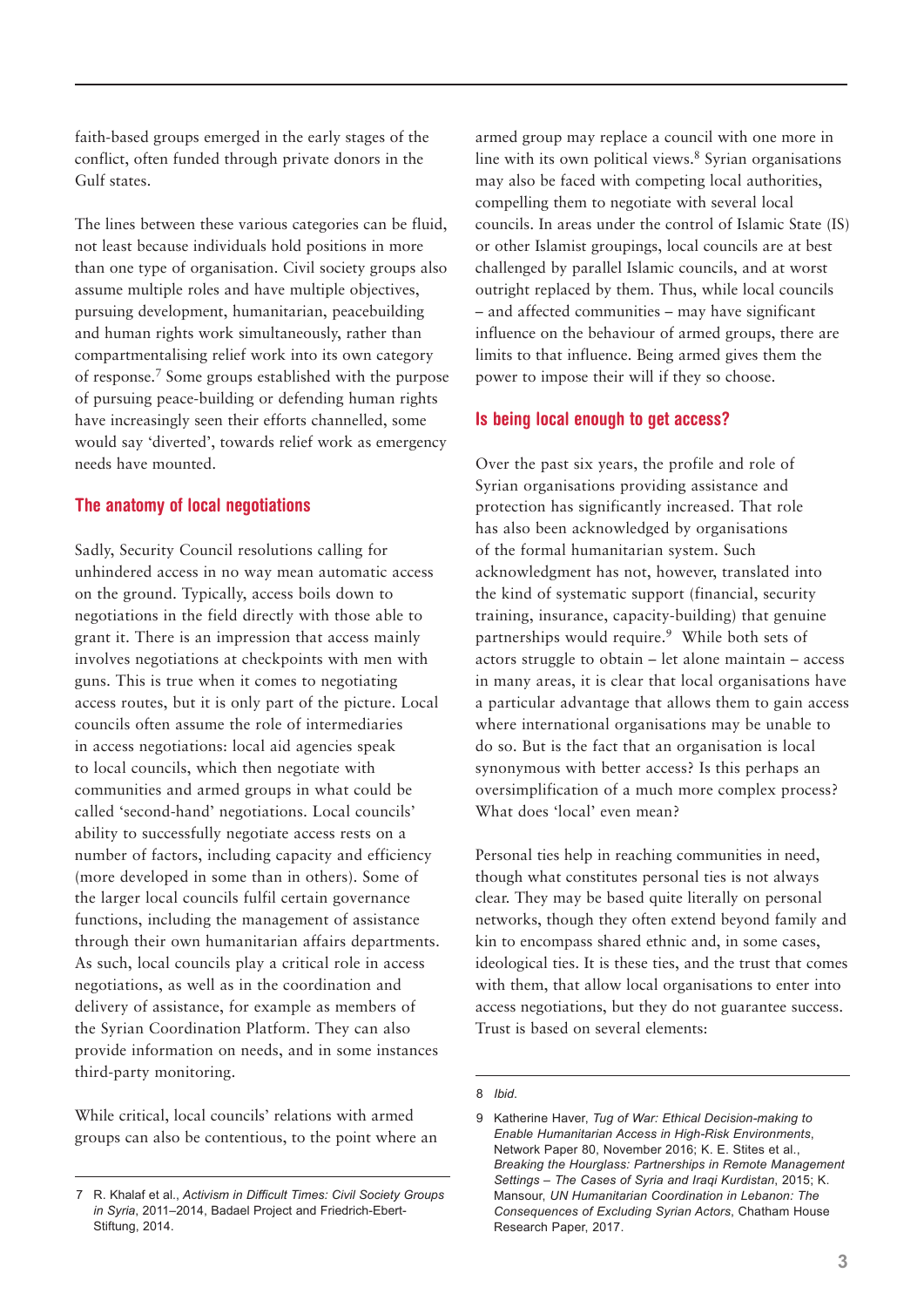faith-based groups emerged in the early stages of the conflict, often funded through private donors in the Gulf states.

The lines between these various categories can be fluid, not least because individuals hold positions in more than one type of organisation. Civil society groups also assume multiple roles and have multiple objectives, pursuing development, humanitarian, peacebuilding and human rights work simultaneously, rather than compartmentalising relief work into its own category of response.[7] Some groups established with the purpose of pursuing peace-building or defending human rights have increasingly seen their efforts channelled, some would say 'diverted', towards relief work as emergency needs have mounted.

## The anatomy of local negotiations

Sadly, Security Council resolutions calling for unhindered access in no way mean automatic access on the ground. Typically, access boils down to negotiations in the field directly with those able to grant it. There is an impression that access mainly involves negotiations at checkpoints with men with guns. This is true when it comes to negotiating access routes, but it is only part of the picture. Local councils often assume the role of intermediaries in access negotiations: local aid agencies speak to local councils, which then negotiate with communities and armed groups in what could be called 'second-hand' negotiations. Local councils' ability to successfully negotiate access rests on a number of factors, including capacity and efficiency (more developed in some than in others). Some of the larger local councils fulfil certain governance functions, including the management of assistance through their own humanitarian affairs departments. As such, local councils play a critical role in access negotiations, as well as in the coordination and delivery of assistance, for example as members of the Syrian Coordination Platform. They can also provide information on needs, and in some instances third-party monitoring.

While critical, local councils' relations with armed groups can also be contentious, to the point where an armed group may replace a council with one more in line with its own political views.[8] Syrian organisations may also be faced with competing local authorities, compelling them to negotiate with several local councils. In areas under the control of Islamic State (IS) or other Islamist groupings, local councils are at best challenged by parallel Islamic councils, and at worst outright replaced by them. Thus, while local councils – and affected communities – may have significant influence on the behaviour of armed groups, there are limits to that influence. Being armed gives them the power to impose their will if they so choose.

## Is being local enough to get access?

Over the past six years, the profile and role of Syrian organisations providing assistance and protection has significantly increased. That role has also been acknowledged by organisations of the formal humanitarian system. Such acknowledgment has not, however, translated into the kind of systematic support (financial, security training, insurance, capacity-building) that genuine partnerships would require.[9] While both sets of actors struggle to obtain – let alone maintain – access in many areas, it is clear that local organisations have a particular advantage that allows them to gain access where international organisations may be unable to do so. But is the fact that an organisation is local synonymous with better access? Is this perhaps an oversimplification of a much more complex process? What does 'local' even mean?

Personal ties help in reaching communities in need, though what constitutes personal ties is not always clear. They may be based quite literally on personal networks, though they often extend beyond family and kin to encompass shared ethnic and, in some cases, ideological ties. It is these ties, and the trust that comes with them, that allow local organisations to enter into access negotiations, but they do not guarantee success. Trust is based on several elements:

---

7 R. Khalaf et al., *Activism in Difficult Times: Civil Society Groups in Syria*, 2011–2014, Badael Project and Friedrich-Ebert-Stiftung, 2014.

8 *Ibid*.

9 Katherine Haver, *Tug of War: Ethical Decision-making to Enable Humanitarian Access in High-Risk Environments*, Network Paper 80, November 2016; K. E. Stites et al., *Breaking the Hourglass: Partnerships in Remote Management Settings – The Cases of Syria and Iraqi Kurdistan*, 2015; K. Mansour, *UN Humanitarian Coordination in Lebanon: The Consequences of Excluding Syrian Actors*, Chatham House Research Paper, 2017.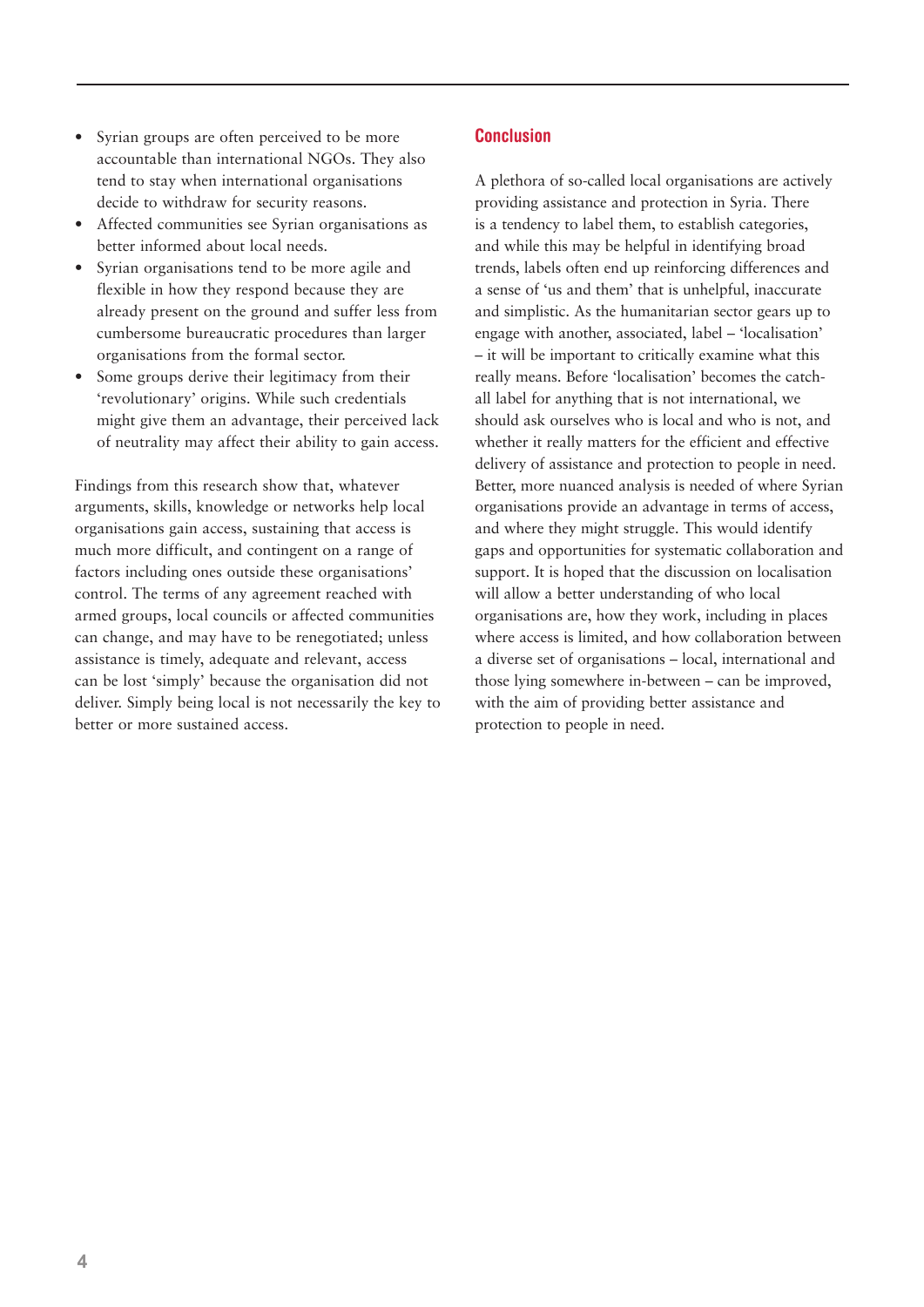- Syrian groups are often perceived to be more accountable than international NGOs. They also tend to stay when international organisations decide to withdraw for security reasons.
- Affected communities see Syrian organisations as better informed about local needs.
- Syrian organisations tend to be more agile and flexible in how they respond because they are already present on the ground and suffer less from cumbersome bureaucratic procedures than larger organisations from the formal sector.
- Some groups derive their legitimacy from their 'revolutionary' origins. While such credentials might give them an advantage, their perceived lack of neutrality may affect their ability to gain access.

Findings from this research show that, whatever arguments, skills, knowledge or networks help local organisations gain access, sustaining that access is much more difficult, and contingent on a range of factors including ones outside these organisations' control. The terms of any agreement reached with armed groups, local councils or affected communities can change, and may have to be renegotiated; unless assistance is timely, adequate and relevant, access can be lost 'simply' because the organisation did not deliver. Simply being local is not necessarily the key to better or more sustained access.

## Conclusion

A plethora of so-called local organisations are actively providing assistance and protection in Syria. There is a tendency to label them, to establish categories, and while this may be helpful in identifying broad trends, labels often end up reinforcing differences and a sense of 'us and them' that is unhelpful, inaccurate and simplistic. As the humanitarian sector gears up to engage with another, associated, label – 'localisation' – it will be important to critically examine what this really means. Before 'localisation' becomes the catch-all label for anything that is not international, we should ask ourselves who is local and who is not, and whether it really matters for the efficient and effective delivery of assistance and protection to people in need. Better, more nuanced analysis is needed of where Syrian organisations provide an advantage in terms of access, and where they might struggle. This would identify gaps and opportunities for systematic collaboration and support. It is hoped that the discussion on localisation will allow a better understanding of who local organisations are, how they work, including in places where access is limited, and how collaboration between a diverse set of organisations – local, international and those lying somewhere in-between – can be improved, with the aim of providing better assistance and protection to people in need.